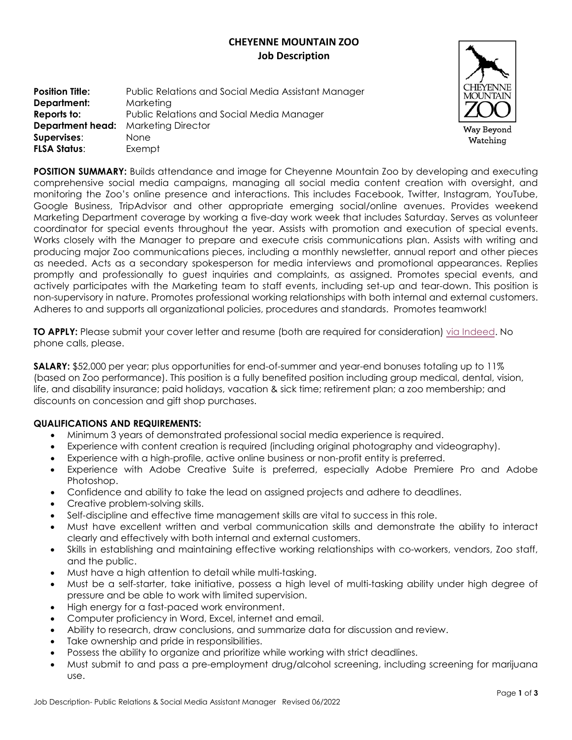# CHEYENNE MOUNTAIN ZOO
## Job Description

**Position Title:** Public Relations and Social Media Assistant Manager
**Department:** Marketing
**Reports to:** Public Relations and Social Media Manager
**Department head:** Marketing Director
**Supervises**: None
**FLSA Status**: Exempt

**POSITION SUMMARY:** Builds attendance and image for Cheyenne Mountain Zoo by developing and executing comprehensive social media campaigns, managing all social media content creation with oversight, and monitoring the Zoo's online presence and interactions. This includes Facebook, Twitter, Instagram, YouTube, Google Business, TripAdvisor and other appropriate emerging social/online avenues. Provides weekend Marketing Department coverage by working a five-day work week that includes Saturday. Serves as volunteer coordinator for special events throughout the year. Assists with promotion and execution of special events. Works closely with the Manager to prepare and execute crisis communications plan. Assists with writing and producing major Zoo communications pieces, including a monthly newsletter, annual report and other pieces as needed. Acts as a secondary spokesperson for media interviews and promotional appearances. Replies promptly and professionally to guest inquiries and complaints, as assigned. Promotes special events, and actively participates with the Marketing team to staff events, including set-up and tear-down. This position is non-supervisory in nature. Promotes professional working relationships with both internal and external customers. Adheres to and supports all organizational policies, procedures and standards. Promotes teamwork!

**TO APPLY:** Please submit your cover letter and resume (both are required for consideration) via Indeed. No phone calls, please.

**SALARY:** $52,000 per year; plus opportunities for end-of-summer and year-end bonuses totaling up to 11% (based on Zoo performance). This position is a fully benefited position including group medical, dental, vision, life, and disability insurance; paid holidays, vacation & sick time; retirement plan; a zoo membership; and discounts on concession and gift shop purchases.

**QUALIFICATIONS AND REQUIREMENTS:**

- Minimum 3 years of demonstrated professional social media experience is required.
- Experience with content creation is required (including original photography and videography).
- Experience with a high-profile, active online business or non-profit entity is preferred.
- Experience with Adobe Creative Suite is preferred, especially Adobe Premiere Pro and Adobe Photoshop.
- Confidence and ability to take the lead on assigned projects and adhere to deadlines.
- Creative problem-solving skills.
- Self-discipline and effective time management skills are vital to success in this role.
- Must have excellent written and verbal communication skills and demonstrate the ability to interact clearly and effectively with both internal and external customers.
- Skills in establishing and maintaining effective working relationships with co-workers, vendors, Zoo staff, and the public.
- Must have a high attention to detail while multi-tasking.
- Must be a self-starter, take initiative, possess a high level of multi-tasking ability under high degree of pressure and be able to work with limited supervision.
- High energy for a fast-paced work environment.
- Computer proficiency in Word, Excel, internet and email.
- Ability to research, draw conclusions, and summarize data for discussion and review.
- Take ownership and pride in responsibilities.
- Possess the ability to organize and prioritize while working with strict deadlines.
- Must submit to and pass a pre-employment drug/alcohol screening, including screening for marijuana use.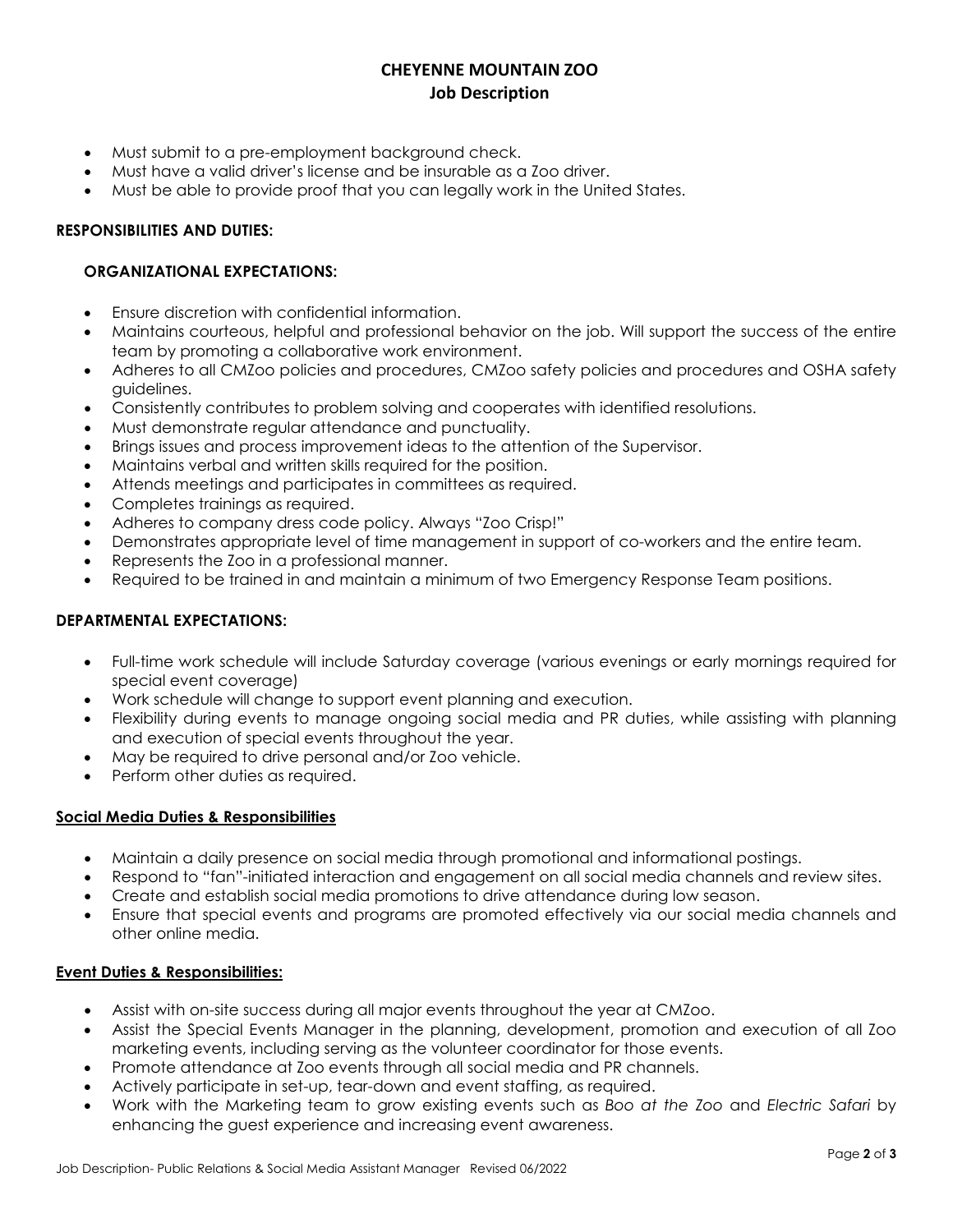- Must submit to a pre-employment background check.
- Must have a valid driver's license and be insurable as a Zoo driver.
- Must be able to provide proof that you can legally work in the United States.

**RESPONSIBILITIES AND DUTIES:**

**ORGANIZATIONAL EXPECTATIONS:**

- Ensure discretion with confidential information.
- Maintains courteous, helpful and professional behavior on the job. Will support the success of the entire team by promoting a collaborative work environment.
- Adheres to all CMZoo policies and procedures, CMZoo safety policies and procedures and OSHA safety guidelines.
- Consistently contributes to problem solving and cooperates with identified resolutions.
- Must demonstrate regular attendance and punctuality.
- Brings issues and process improvement ideas to the attention of the Supervisor.
- Maintains verbal and written skills required for the position.
- Attends meetings and participates in committees as required.
- Completes trainings as required.
- Adheres to company dress code policy. Always "Zoo Crisp!"
- Demonstrates appropriate level of time management in support of co-workers and the entire team.
- Represents the Zoo in a professional manner.
- Required to be trained in and maintain a minimum of two Emergency Response Team positions.

**DEPARTMENTAL EXPECTATIONS:**

- Full-time work schedule will include Saturday coverage (various evenings or early mornings required for special event coverage)
- Work schedule will change to support event planning and execution.
- Flexibility during events to manage ongoing social media and PR duties, while assisting with planning and execution of special events throughout the year.
- May be required to drive personal and/or Zoo vehicle.
- Perform other duties as required.

**Social Media Duties & Responsibilities**

- Maintain a daily presence on social media through promotional and informational postings.
- Respond to "fan"-initiated interaction and engagement on all social media channels and review sites.
- Create and establish social media promotions to drive attendance during low season.
- Ensure that special events and programs are promoted effectively via our social media channels and other online media.

**Event Duties & Responsibilities:**

- Assist with on-site success during all major events throughout the year at CMZoo.
- Assist the Special Events Manager in the planning, development, promotion and execution of all Zoo marketing events, including serving as the volunteer coordinator for those events.
- Promote attendance at Zoo events through all social media and PR channels.
- Actively participate in set-up, tear-down and event staffing, as required.
- Work with the Marketing team to grow existing events such as *Boo at the Zoo* and *Electric Safari* by enhancing the guest experience and increasing event awareness.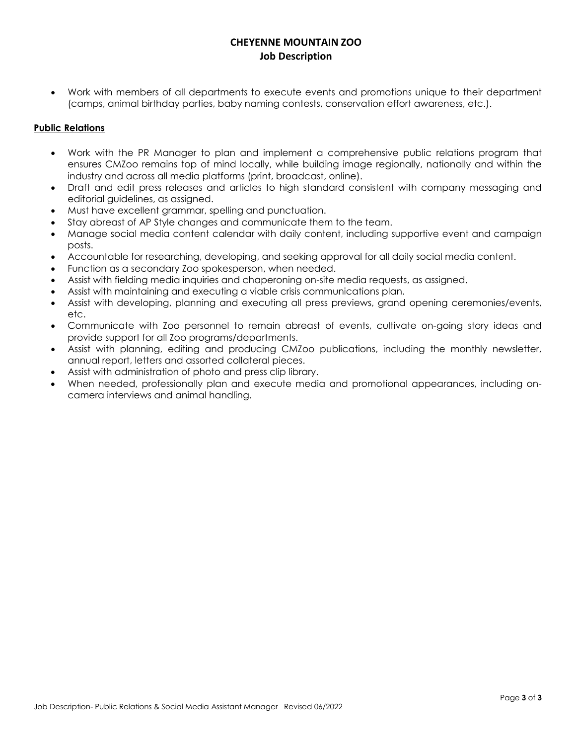- Work with members of all departments to execute events and promotions unique to their department (camps, animal birthday parties, baby naming contests, conservation effort awareness, etc.).

**Public Relations**

- Work with the PR Manager to plan and implement a comprehensive public relations program that ensures CMZoo remains top of mind locally, while building image regionally, nationally and within the industry and across all media platforms (print, broadcast, online).
- Draft and edit press releases and articles to high standard consistent with company messaging and editorial guidelines, as assigned.
- Must have excellent grammar, spelling and punctuation.
- Stay abreast of AP Style changes and communicate them to the team.
- Manage social media content calendar with daily content, including supportive event and campaign posts.
- Accountable for researching, developing, and seeking approval for all daily social media content.
- Function as a secondary Zoo spokesperson, when needed.
- Assist with fielding media inquiries and chaperoning on-site media requests, as assigned.
- Assist with maintaining and executing a viable crisis communications plan.
- Assist with developing, planning and executing all press previews, grand opening ceremonies/events, etc.
- Communicate with Zoo personnel to remain abreast of events, cultivate on-going story ideas and provide support for all Zoo programs/departments.
- Assist with planning, editing and producing CMZoo publications, including the monthly newsletter, annual report, letters and assorted collateral pieces.
- Assist with administration of photo and press clip library.
- When needed, professionally plan and execute media and promotional appearances, including on-camera interviews and animal handling.